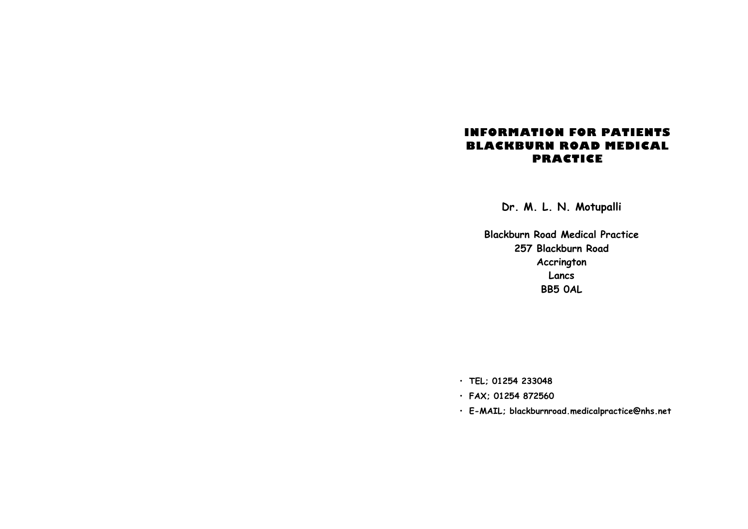# INFORMATION FOR PATIENTS BLACKBURN ROAD MEDICAL PRACTICE

**Dr. M. L. N. Motupalli**

**Blackburn Road Medical Practice**
**257 Blackburn Road**
**Accrington**
**Lancs**
**BB5 0AL**

- **TEL; 01254 233048**
- **FAX; 01254 872560**
- **E-MAIL; blackburnroad.medicalpractice@nhs.net**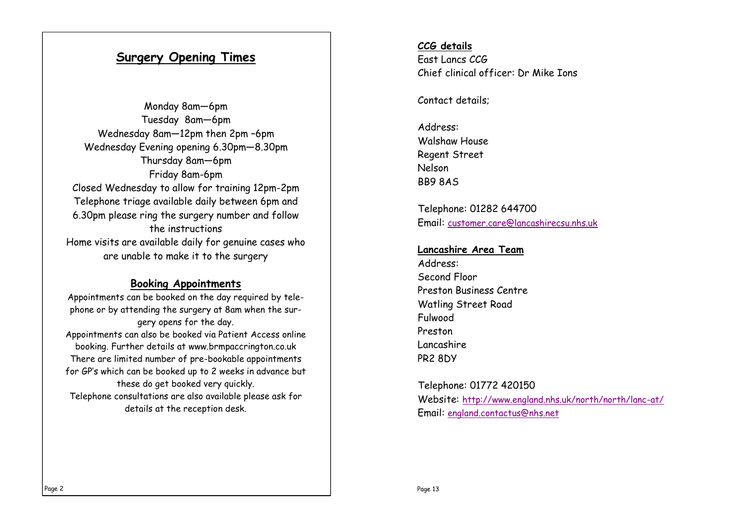## Surgery Opening Times

Monday 8am—6pm
Tuesday 8am—6pm
Wednesday 8am—12pm then 2pm –6pm
Wednesday Evening opening 6.30pm—8.30pm
Thursday 8am—6pm
Friday 8am-6pm
Closed Wednesday to allow for training 12pm-2pm
Telephone triage available daily between 6pm and 6.30pm please ring the surgery number and follow the instructions
Home visits are available daily for genuine cases who are unable to make it to the surgery

### Booking Appointments

Appointments can be booked on the day required by telephone or by attending the surgery at 8am when the surgery opens for the day.
Appointments can also be booked via Patient Access online booking. Further details at www.brmpaccrington.co.uk
There are limited number of pre-bookable appointments for GP's which can be booked up to 2 weeks in advance but these do get booked very quickly.
Telephone consultations are also available please ask for details at the reception desk.

**CCG details**

East Lancs CCG
Chief clinical officer: Dr Mike Ions

Contact details;

Address:
Walshaw House
Regent Street
Nelson
BB9 8AS

Telephone: 01282 644700
Email: customer.care@lancashirecsu.nhs.uk

**Lancashire Area Team**

Address:
Second Floor
Preston Business Centre
Watling Street Road
Fulwood
Preston
Lancashire
PR2 8DY

Telephone: 01772 420150
Website: http://www.england.nhs.uk/north/north/lanc-at/
Email: england.contactus@nhs.net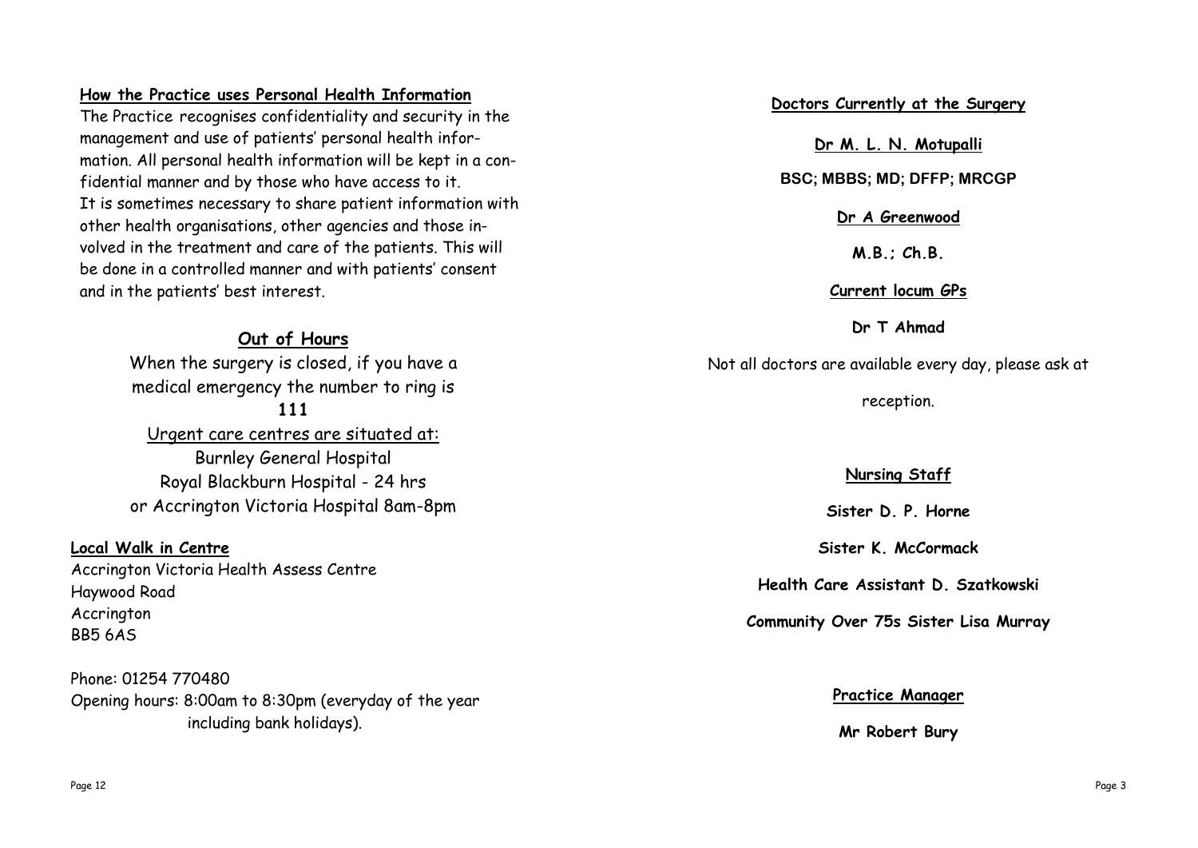## How the Practice uses Personal Health Information

The Practice recognises confidentiality and security in the management and use of patients' personal health information. All personal health information will be kept in a confidential manner and by those who have access to it.
It is sometimes necessary to share patient information with other health organisations, other agencies and those involved in the treatment and care of the patients. This will be done in a controlled manner and with patients' consent and in the patients' best interest.

## Out of Hours

When the surgery is closed, if you have a medical emergency the number to ring is

**111**

Urgent care centres are situated at:

Burnley General Hospital
Royal Blackburn Hospital - 24 hrs
or Accrington Victoria Hospital 8am-8pm

## Local Walk in Centre

Accrington Victoria Health Assess Centre
Haywood Road
Accrington
BB5 6AS

Phone: 01254 770480
Opening hours: 8:00am to 8:30pm (everyday of the year including bank holidays).

## Doctors Currently at the Surgery

**Dr M. L. N. Motupalli**

**BSC; MBBS; MD; DFFP; MRCGP**

**Dr A Greenwood**

**M.B.; Ch.B.**

**Current locum GPs**

**Dr T Ahmad**

Not all doctors are available every day, please ask at reception.

## Nursing Staff

**Sister D. P. Horne**

**Sister K. McCormack**

**Health Care Assistant D. Szatkowski**

**Community Over 75s Sister Lisa Murray**

## Practice Manager

**Mr Robert Bury**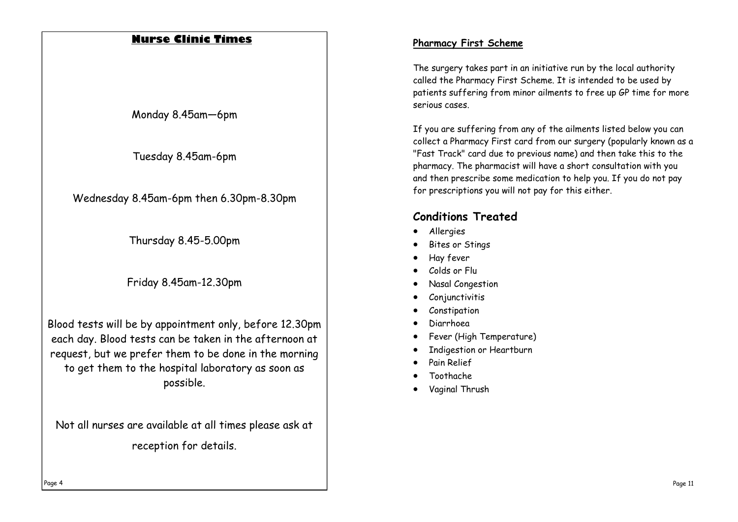## Nurse Clinic Times

Monday 8.45am—6pm

Tuesday 8.45am-6pm

Wednesday 8.45am-6pm then 6.30pm-8.30pm

Thursday 8.45-5.00pm

Friday 8.45am-12.30pm

Blood tests will be by appointment only, before 12.30pm each day. Blood tests can be taken in the afternoon at request, but we prefer them to be done in the morning to get them to the hospital laboratory as soon as possible.

Not all nurses are available at all times please ask at reception for details.

## Pharmacy First Scheme

The surgery takes part in an initiative run by the local authority called the Pharmacy First Scheme. It is intended to be used by patients suffering from minor ailments to free up GP time for more serious cases.

If you are suffering from any of the ailments listed below you can collect a Pharmacy First card from our surgery (popularly known as a "Fast Track" card due to previous name) and then take this to the pharmacy. The pharmacist will have a short consultation with you and then prescribe some medication to help you. If you do not pay for prescriptions you will not pay for this either.

### Conditions Treated

- Allergies
- Bites or Stings
- Hay fever
- Colds or Flu
- Nasal Congestion
- Conjunctivitis
- Constipation
- Diarrhoea
- Fever (High Temperature)
- Indigestion or Heartburn
- Pain Relief
- Toothache
- Vaginal Thrush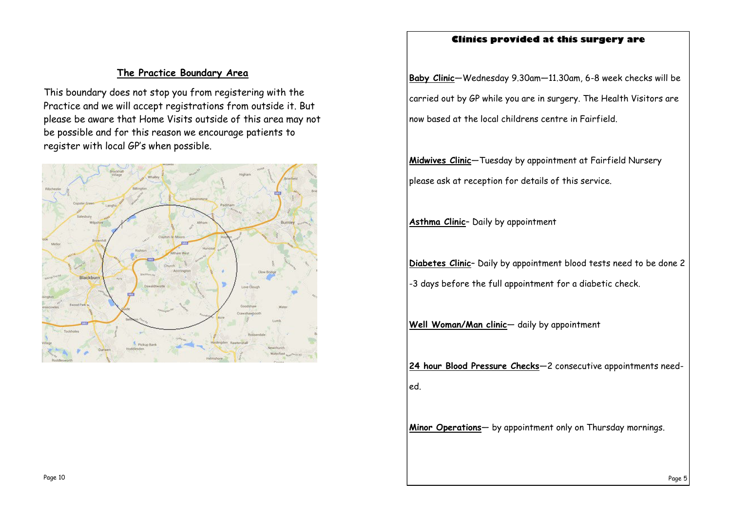## The Practice Boundary Area

This boundary does not stop you from registering with the Practice and we will accept registrations from outside it. But please be aware that Home Visits outside of this area may not be possible and for this reason we encourage patients to register with local GP's when possible.

## Clinics provided at this surgery are

**Baby Clinic**—Wednesday 9.30am—11.30am, 6-8 week checks will be carried out by GP while you are in surgery. The Health Visitors are now based at the local childrens centre in Fairfield.

**Midwives Clinic**—Tuesday by appointment at Fairfield Nursery please ask at reception for details of this service.

**Asthma Clinic**– Daily by appointment

**Diabetes Clinic**– Daily by appointment blood tests need to be done 2-3 days before the full appointment for a diabetic check.

**Well Woman/Man clinic**— daily by appointment

**24 hour Blood Pressure Checks**—2 consecutive appointments needed.

**Minor Operations**— by appointment only on Thursday mornings.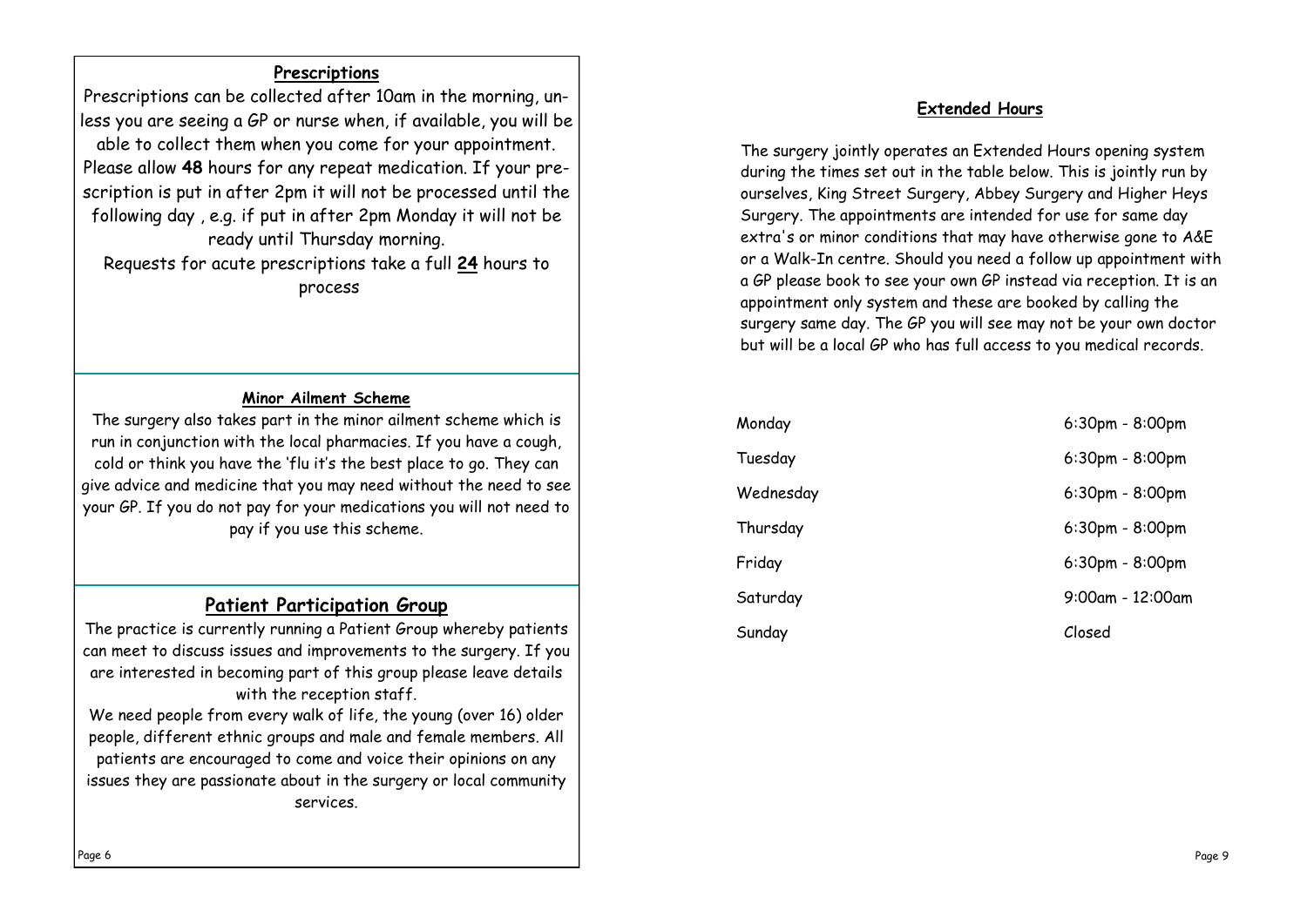## Prescriptions

Prescriptions can be collected after 10am in the morning, unless you are seeing a GP or nurse when, if available, you will be able to collect them when you come for your appointment. Please allow **48** hours for any repeat medication. If your prescription is put in after 2pm it will not be processed until the following day , e.g. if put in after 2pm Monday it will not be ready until Thursday morning.

Requests for acute prescriptions take a full **24** hours to process

## Minor Ailment Scheme

The surgery also takes part in the minor ailment scheme which is run in conjunction with the local pharmacies. If you have a cough, cold or think you have the 'flu it's the best place to go. They can give advice and medicine that you may need without the need to see your GP. If you do not pay for your medications you will not need to pay if you use this scheme.

## Patient Participation Group

The practice is currently running a Patient Group whereby patients can meet to discuss issues and improvements to the surgery. If you are interested in becoming part of this group please leave details with the reception staff.

We need people from every walk of life, the young (over 16) older people, different ethnic groups and male and female members. All patients are encouraged to come and voice their opinions on any issues they are passionate about in the surgery or local community services.

## Extended Hours

The surgery jointly operates an Extended Hours opening system during the times set out in the table below. This is jointly run by ourselves, King Street Surgery, Abbey Surgery and Higher Heys Surgery. The appointments are intended for use for same day extra's or minor conditions that may have otherwise gone to A&E or a Walk-In centre. Should you need a follow up appointment with a GP please book to see your own GP instead via reception. It is an appointment only system and these are booked by calling the surgery same day. The GP you will see may not be your own doctor but will be a local GP who has full access to you medical records.

| Day | Hours |
|---|---|
| Monday | 6:30pm - 8:00pm |
| Tuesday | 6:30pm - 8:00pm |
| Wednesday | 6:30pm - 8:00pm |
| Thursday | 6:30pm - 8:00pm |
| Friday | 6:30pm - 8:00pm |
| Saturday | 9:00am - 12:00am |
| Sunday | Closed |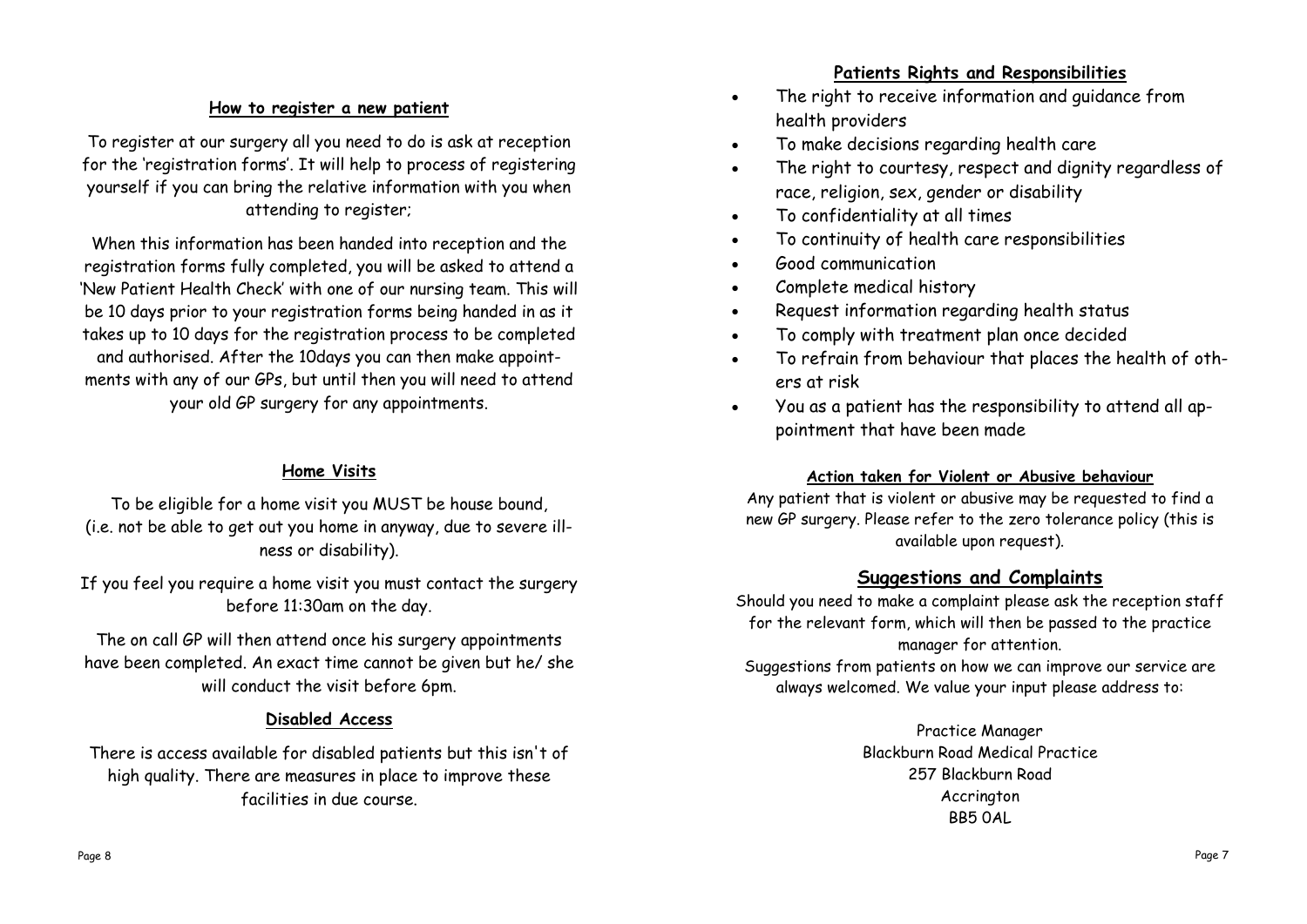## How to register a new patient

To register at our surgery all you need to do is ask at reception for the 'registration forms'. It will help to process of registering yourself if you can bring the relative information with you when attending to register;

When this information has been handed into reception and the registration forms fully completed, you will be asked to attend a 'New Patient Health Check' with one of our nursing team. This will be 10 days prior to your registration forms being handed in as it takes up to 10 days for the registration process to be completed and authorised. After the 10days you can then make appointments with any of our GPs, but until then you will need to attend your old GP surgery for any appointments.

## Home Visits

To be eligible for a home visit you MUST be house bound, (i.e. not be able to get out you home in anyway, due to severe illness or disability).

If you feel you require a home visit you must contact the surgery before 11:30am on the day.

The on call GP will then attend once his surgery appointments have been completed. An exact time cannot be given but he/ she will conduct the visit before 6pm.

## Disabled Access

There is access available for disabled patients but this isn't of high quality. There are measures in place to improve these facilities in due course.

## Patients Rights and Responsibilities

- The right to receive information and guidance from health providers
- To make decisions regarding health care
- The right to courtesy, respect and dignity regardless of race, religion, sex, gender or disability
- To confidentiality at all times
- To continuity of health care responsibilities
- Good communication
- Complete medical history
- Request information regarding health status
- To comply with treatment plan once decided
- To refrain from behaviour that places the health of others at risk
- You as a patient has the responsibility to attend all appointment that have been made

### Action taken for Violent or Abusive behaviour

Any patient that is violent or abusive may be requested to find a new GP surgery. Please refer to the zero tolerance policy (this is available upon request).

## Suggestions and Complaints

Should you need to make a complaint please ask the reception staff for the relevant form, which will then be passed to the practice manager for attention.

Suggestions from patients on how we can improve our service are always welcomed. We value your input please address to:

Practice Manager
Blackburn Road Medical Practice
257 Blackburn Road
Accrington
BB5 0AL